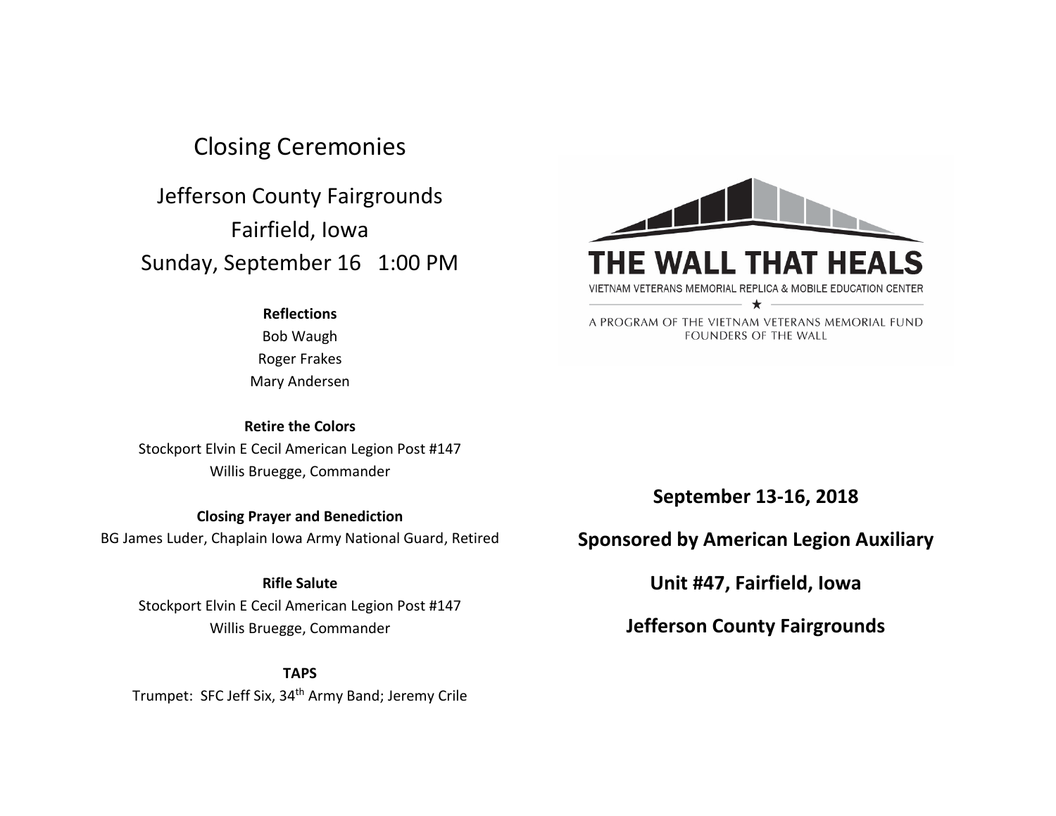# Closing Ceremonies

## Jefferson County Fairgrounds

## Fairfield, Iowa

## Sunday, September 16 1:00 PM

**Reflections**

Bob Waugh
Roger Frakes
Mary Andersen

**Retire the Colors**

Stockport Elvin E Cecil American Legion Post #147
Willis Bruegge, Commander

**Closing Prayer and Benediction**

BG James Luder, Chaplain Iowa Army National Guard, Retired

**Rifle Salute**

Stockport Elvin E Cecil American Legion Post #147
Willis Bruegge, Commander

**TAPS**

Trumpet: SFC Jeff Six, 34th Army Band; Jeremy Crile

# THE WALL THAT HEALS

VIETNAM VETERANS MEMORIAL REPLICA & MOBILE EDUCATION CENTER

★

A PROGRAM OF THE VIETNAM VETERANS MEMORIAL FUND
FOUNDERS OF THE WALL

**September 13-16, 2018**

**Sponsored by American Legion Auxiliary**

**Unit #47, Fairfield, Iowa**

**Jefferson County Fairgrounds**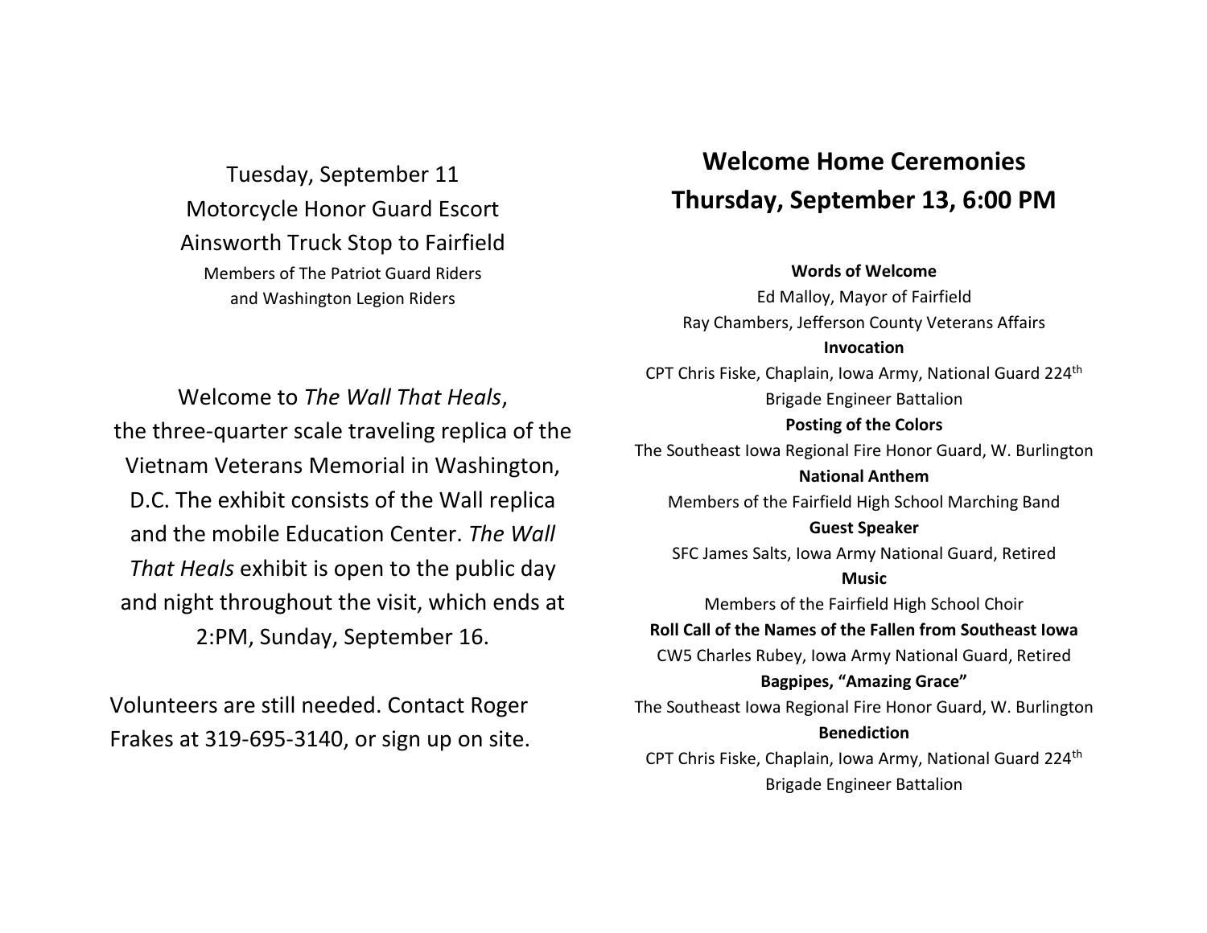Tuesday, September 11
Motorcycle Honor Guard Escort
Ainsworth Truck Stop to Fairfield
Members of The Patriot Guard Riders
and Washington Legion Riders

Welcome to *The Wall That Heals*, the three-quarter scale traveling replica of the Vietnam Veterans Memorial in Washington, D.C. The exhibit consists of the Wall replica and the mobile Education Center. *The Wall That Heals* exhibit is open to the public day and night throughout the visit, which ends at 2:PM, Sunday, September 16.

Volunteers are still needed. Contact Roger Frakes at 319-695-3140, or sign up on site.

# Welcome Home Ceremonies
# Thursday, September 13, 6:00 PM

**Words of Welcome**
Ed Malloy, Mayor of Fairfield
Ray Chambers, Jefferson County Veterans Affairs

**Invocation**
CPT Chris Fiske, Chaplain, Iowa Army, National Guard 224th Brigade Engineer Battalion

**Posting of the Colors**
The Southeast Iowa Regional Fire Honor Guard, W. Burlington

**National Anthem**
Members of the Fairfield High School Marching Band

**Guest Speaker**
SFC James Salts, Iowa Army National Guard, Retired

**Music**
Members of the Fairfield High School Choir

**Roll Call of the Names of the Fallen from Southeast Iowa**
CW5 Charles Rubey, Iowa Army National Guard, Retired

**Bagpipes, "Amazing Grace"**
The Southeast Iowa Regional Fire Honor Guard, W. Burlington

**Benediction**
CPT Chris Fiske, Chaplain, Iowa Army, National Guard 224th Brigade Engineer Battalion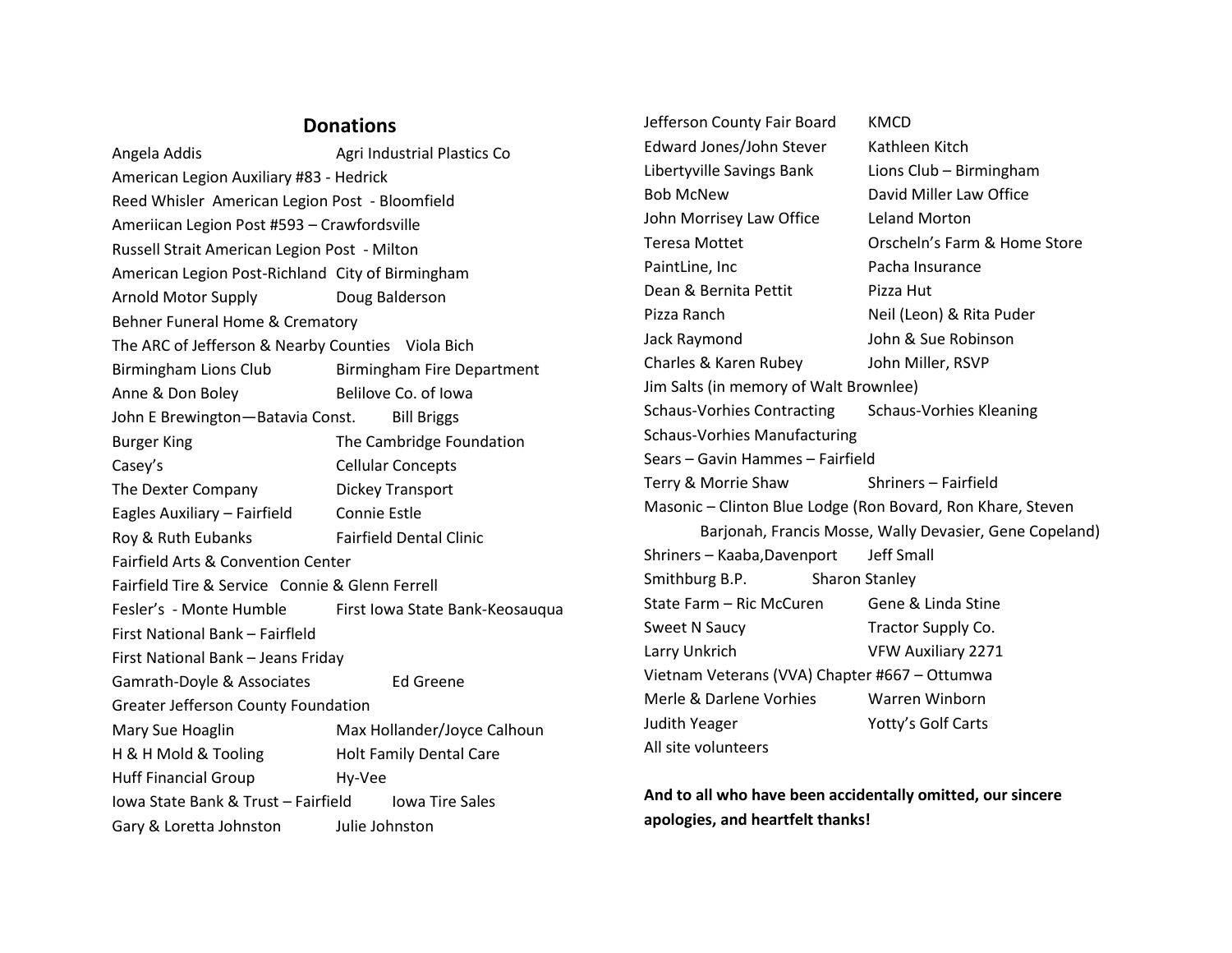## Donations

Angela Addis
Agri Industrial Plastics Co
American Legion Auxiliary #83 - Hedrick
Reed Whisler American Legion Post - Bloomfield
Ameriican Legion Post #593 – Crawfordsville
Russell Strait American Legion Post - Milton
American Legion Post-Richland
City of Birmingham
Arnold Motor Supply
Doug Balderson
Behner Funeral Home & Crematory
The ARC of Jefferson & Nearby Counties
Viola Bich
Birmingham Lions Club
Birmingham Fire Department
Anne & Don Boley
Belilove Co. of Iowa
John E Brewington—Batavia Const.
Bill Briggs
Burger King
The Cambridge Foundation
Casey's
Cellular Concepts
The Dexter Company
Dickey Transport
Eagles Auxiliary – Fairfield
Connie Estle
Roy & Ruth Eubanks
Fairfield Dental Clinic
Fairfield Arts & Convention Center
Fairfield Tire & Service
Connie & Glenn Ferrell
Fesler's - Monte Humble
First Iowa State Bank-Keosauqua
First National Bank – Fairfleld
First National Bank – Jeans Friday
Gamrath-Doyle & Associates
Ed Greene
Greater Jefferson County Foundation
Mary Sue Hoaglin
Max Hollander/Joyce Calhoun
H & H Mold & Tooling
Holt Family Dental Care
Huff Financial Group
Hy-Vee
Iowa State Bank & Trust – Fairfield
Iowa Tire Sales
Gary & Loretta Johnston
Julie Johnston
Jefferson County Fair Board
KMCD
Edward Jones/John Stever
Kathleen Kitch
Libertyville Savings Bank
Lions Club – Birmingham
Bob McNew
David Miller Law Office
John Morrisey Law Office
Leland Morton
Teresa Mottet
Orscheln's Farm & Home Store
PaintLine, Inc
Pacha Insurance
Dean & Bernita Pettit
Pizza Hut
Pizza Ranch
Neil (Leon) & Rita Puder
Jack Raymond
John & Sue Robinson
Charles & Karen Rubey
John Miller, RSVP
Jim Salts (in memory of Walt Brownlee)
Schaus-Vorhies Contracting
Schaus-Vorhies Kleaning
Schaus-Vorhies Manufacturing
Sears – Gavin Hammes – Fairfield
Terry & Morrie Shaw
Shriners – Fairfield
Masonic – Clinton Blue Lodge (Ron Bovard, Ron Khare, Steven Barjonah, Francis Mosse, Wally Devasier, Gene Copeland)
Shriners – Kaaba,Davenport
Jeff Small
Smithburg B.P.
Sharon Stanley
State Farm – Ric McCuren
Gene & Linda Stine
Sweet N Saucy
Tractor Supply Co.
Larry Unkrich
VFW Auxiliary 2271
Vietnam Veterans (VVA) Chapter #667 – Ottumwa
Merle & Darlene Vorhies
Warren Winborn
Judith Yeager
Yotty's Golf Carts
All site volunteers

**And to all who have been accidentally omitted, our sincere apologies, and heartfelt thanks!**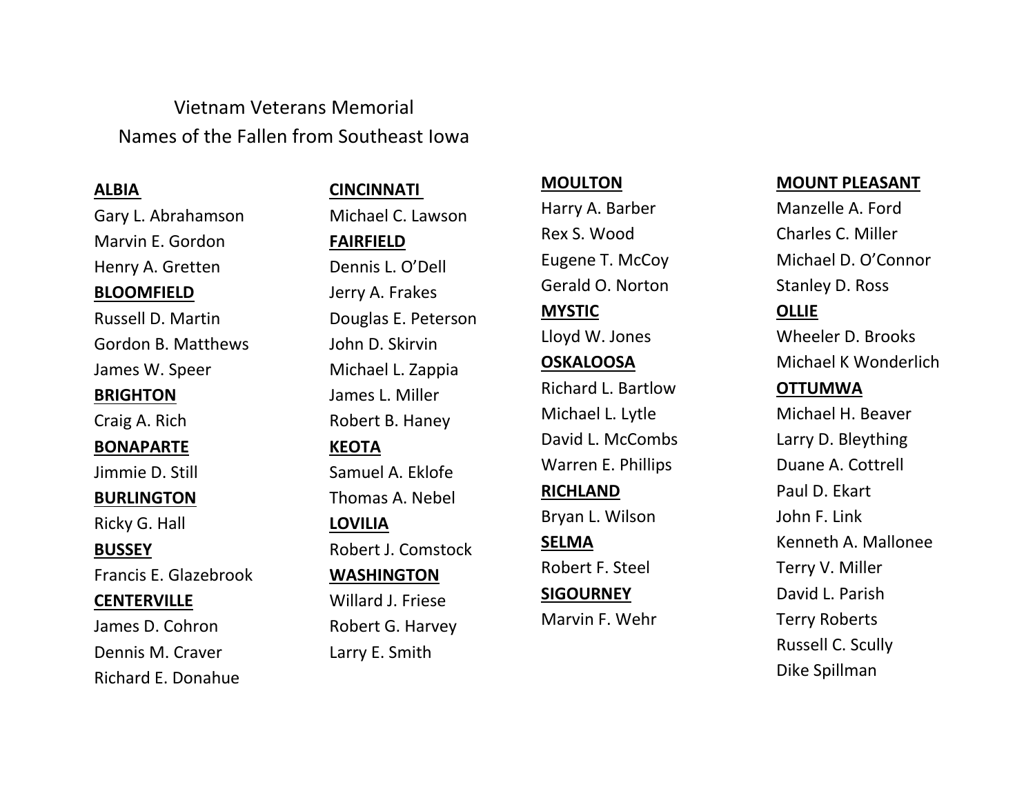Vietnam Veterans Memorial
Names of the Fallen from Southeast Iowa

**ALBIA**
Gary L. Abrahamson
Marvin E. Gordon
Henry A. Gretten

**BLOOMFIELD**
Russell D. Martin
Gordon B. Matthews
James W. Speer

**BRIGHTON**
Craig A. Rich

**BONAPARTE**
Jimmie D. Still

**BURLINGTON**
Ricky G. Hall

**BUSSEY**
Francis E. Glazebrook

**CENTERVILLE**
James D. Cohron
Dennis M. Craver
Richard E. Donahue

**CINCINNATI**
Michael C. Lawson

**FAIRFIELD**
Dennis L. O'Dell
Jerry A. Frakes
Douglas E. Peterson
John D. Skirvin
Michael L. Zappia
James L. Miller
Robert B. Haney

**KEOTA**
Samuel A. Eklofe
Thomas A. Nebel

**LOVILIA**
Robert J. Comstock

**WASHINGTON**
Willard J. Friese
Robert G. Harvey
Larry E. Smith

**MOULTON**
Harry A. Barber
Rex S. Wood
Eugene T. McCoy
Gerald O. Norton

**MYSTIC**
Lloyd W. Jones

**OSKALOOSA**
Richard L. Bartlow
Michael L. Lytle
David L. McCombs
Warren E. Phillips

**RICHLAND**
Bryan L. Wilson

**SELMA**
Robert F. Steel

**SIGOURNEY**
Marvin F. Wehr

**MOUNT PLEASANT**
Manzelle A. Ford
Charles C. Miller
Michael D. O'Connor
Stanley D. Ross

**OLLIE**
Wheeler D. Brooks
Michael K Wonderlich

**OTTUMWA**
Michael H. Beaver
Larry D. Bleything
Duane A. Cottrell
Paul D. Ekart
John F. Link
Kenneth A. Mallonee
Terry V. Miller
David L. Parish
Terry Roberts
Russell C. Scully
Dike Spillman